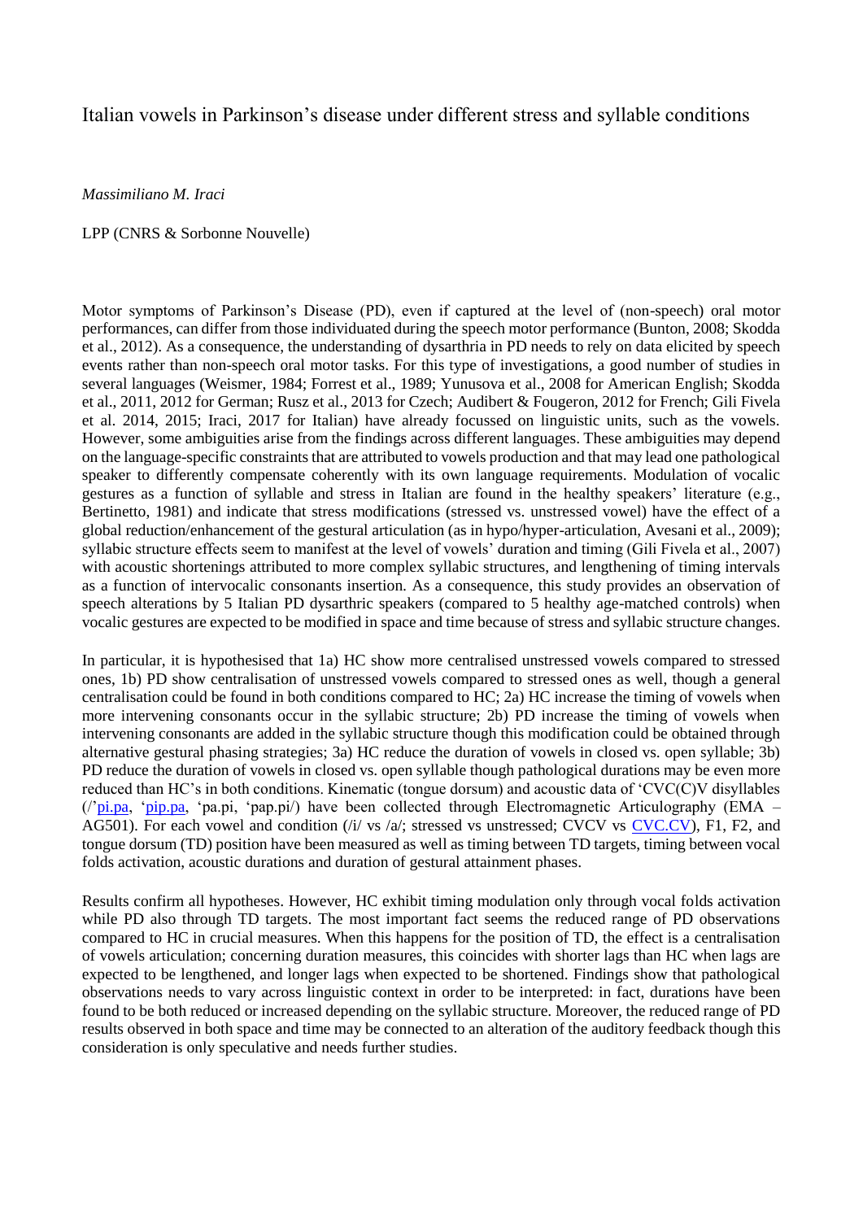# Italian vowels in Parkinson's disease under different stress and syllable conditions

*Massimiliano M. Iraci*

LPP (CNRS & Sorbonne Nouvelle)

Motor symptoms of Parkinson's Disease (PD), even if captured at the level of (non-speech) oral motor performances, can differ from those individuated during the speech motor performance (Bunton, 2008; Skodda et al., 2012). As a consequence, the understanding of dysarthria in PD needs to rely on data elicited by speech events rather than non-speech oral motor tasks. For this type of investigations, a good number of studies in several languages (Weismer, 1984; Forrest et al., 1989; Yunusova et al., 2008 for American English; Skodda et al., 2011, 2012 for German; Rusz et al., 2013 for Czech; Audibert & Fougeron, 2012 for French; Gili Fivela et al. 2014, 2015; Iraci, 2017 for Italian) have already focussed on linguistic units, such as the vowels. However, some ambiguities arise from the findings across different languages. These ambiguities may depend on the language-specific constraints that are attributed to vowels production and that may lead one pathological speaker to differently compensate coherently with its own language requirements. Modulation of vocalic gestures as a function of syllable and stress in Italian are found in the healthy speakers' literature (e.g., Bertinetto, 1981) and indicate that stress modifications (stressed vs. unstressed vowel) have the effect of a global reduction/enhancement of the gestural articulation (as in hypo/hyper-articulation, Avesani et al., 2009); syllabic structure effects seem to manifest at the level of vowels' duration and timing (Gili Fivela et al., 2007) with acoustic shortenings attributed to more complex syllabic structures, and lengthening of timing intervals as a function of intervocalic consonants insertion. As a consequence, this study provides an observation of speech alterations by 5 Italian PD dysarthric speakers (compared to 5 healthy age-matched controls) when vocalic gestures are expected to be modified in space and time because of stress and syllabic structure changes.

In particular, it is hypothesised that 1a) HC show more centralised unstressed vowels compared to stressed ones, 1b) PD show centralisation of unstressed vowels compared to stressed ones as well, though a general centralisation could be found in both conditions compared to HC; 2a) HC increase the timing of vowels when more intervening consonants occur in the syllabic structure; 2b) PD increase the timing of vowels when intervening consonants are added in the syllabic structure though this modification could be obtained through alternative gestural phasing strategies; 3a) HC reduce the duration of vowels in closed vs. open syllable; 3b) PD reduce the duration of vowels in closed vs. open syllable though pathological durations may be even more reduced than HC's in both conditions. Kinematic (tongue dorsum) and acoustic data of 'CVC(C)V disyllables (/'pi.pa, 'pip.pa, 'pa.pi, 'pap.pi/) have been collected through Electromagnetic Articulography (EMA – AG501). For each vowel and condition (/i/ vs /a/; stressed vs unstressed; CVCV vs CVC.CV), F1, F2, and tongue dorsum (TD) position have been measured as well as timing between TD targets, timing between vocal folds activation, acoustic durations and duration of gestural attainment phases.

Results confirm all hypotheses. However, HC exhibit timing modulation only through vocal folds activation while PD also through TD targets. The most important fact seems the reduced range of PD observations compared to HC in crucial measures. When this happens for the position of TD, the effect is a centralisation of vowels articulation; concerning duration measures, this coincides with shorter lags than HC when lags are expected to be lengthened, and longer lags when expected to be shortened. Findings show that pathological observations needs to vary across linguistic context in order to be interpreted: in fact, durations have been found to be both reduced or increased depending on the syllabic structure. Moreover, the reduced range of PD results observed in both space and time may be connected to an alteration of the auditory feedback though this consideration is only speculative and needs further studies.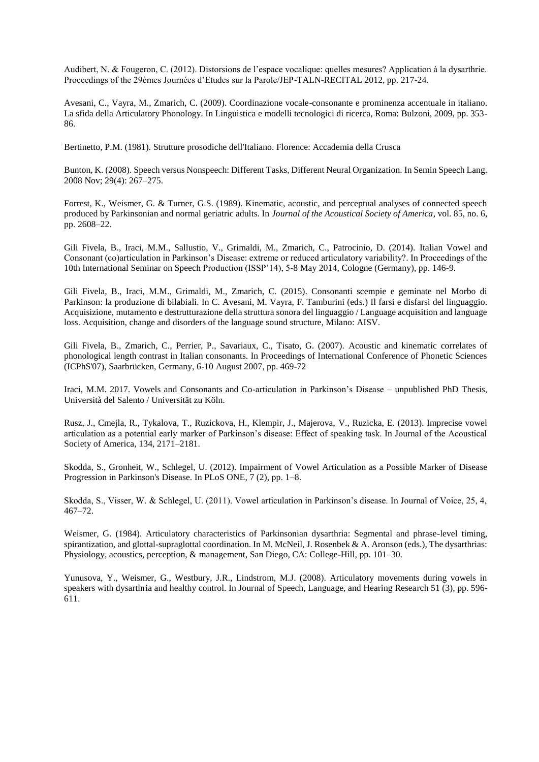Audibert, N. & Fougeron, C. (2012). Distorsions de l'espace vocalique: quelles mesures? Application à la dysarthrie. Proceedings of the 29èmes Journées d'Etudes sur la Parole/JEP-TALN-RECITAL 2012, pp. 217-24.

Avesani, C., Vayra, M., Zmarich, C. (2009). Coordinazione vocale-consonante e prominenza accentuale in italiano. La sfida della Articulatory Phonology. In Linguistica e modelli tecnologici di ricerca, Roma: Bulzoni, 2009, pp. 353-86.

Bertinetto, P.M. (1981). Strutture prosodiche dell'Italiano. Florence: Accademia della Crusca

Bunton, K. (2008). Speech versus Nonspeech: Different Tasks, Different Neural Organization. In Semin Speech Lang. 2008 Nov; 29(4): 267–275.

Forrest, K., Weismer, G. & Turner, G.S. (1989). Kinematic, acoustic, and perceptual analyses of connected speech produced by Parkinsonian and normal geriatric adults. In *Journal of the Acoustical Society of America*, vol. 85, no. 6, pp. 2608–22.

Gili Fivela, B., Iraci, M.M., Sallustio, V., Grimaldi, M., Zmarich, C., Patrocinio, D. (2014). Italian Vowel and Consonant (co)articulation in Parkinson's Disease: extreme or reduced articulatory variability?. In Proceedings of the 10th International Seminar on Speech Production (ISSP'14), 5-8 May 2014, Cologne (Germany), pp. 146-9.

Gili Fivela, B., Iraci, M.M., Grimaldi, M., Zmarich, C. (2015). Consonanti scempie e geminate nel Morbo di Parkinson: la produzione di bilabiali. In C. Avesani, M. Vayra, F. Tamburini (eds.) Il farsi e disfarsi del linguaggio. Acquisizione, mutamento e destrutturazione della struttura sonora del linguaggio / Language acquisition and language loss. Acquisition, change and disorders of the language sound structure, Milano: AISV.

Gili Fivela, B., Zmarich, C., Perrier, P., Savariaux, C., Tisato, G. (2007). Acoustic and kinematic correlates of phonological length contrast in Italian consonants. In Proceedings of International Conference of Phonetic Sciences (ICPhS'07), Saarbrücken, Germany, 6-10 August 2007, pp. 469-72

Iraci, M.M. 2017. Vowels and Consonants and Co-articulation in Parkinson's Disease – unpublished PhD Thesis, Università del Salento / Universität zu Köln.

Rusz, J., Cmejla, R., Tykalova, T., Ruzickova, H., Klempir, J., Majerova, V., Ruzicka, E. (2013). Imprecise vowel articulation as a potential early marker of Parkinson's disease: Effect of speaking task. In Journal of the Acoustical Society of America, 134, 2171–2181.

Skodda, S., Gronheit, W., Schlegel, U. (2012). Impairment of Vowel Articulation as a Possible Marker of Disease Progression in Parkinson's Disease. In PLoS ONE, 7 (2), pp. 1–8.

Skodda, S., Visser, W. & Schlegel, U. (2011). Vowel articulation in Parkinson's disease. In Journal of Voice, 25, 4, 467–72.

Weismer, G. (1984). Articulatory characteristics of Parkinsonian dysarthria: Segmental and phrase-level timing, spirantization, and glottal-supraglottal coordination. In M. McNeil, J. Rosenbek & A. Aronson (eds.), The dysarthrias: Physiology, acoustics, perception, & management, San Diego, CA: College-Hill, pp. 101–30.

Yunusova, Y., Weismer, G., Westbury, J.R., Lindstrom, M.J. (2008). Articulatory movements during vowels in speakers with dysarthria and healthy control. In Journal of Speech, Language, and Hearing Research 51 (3), pp. 596-611.